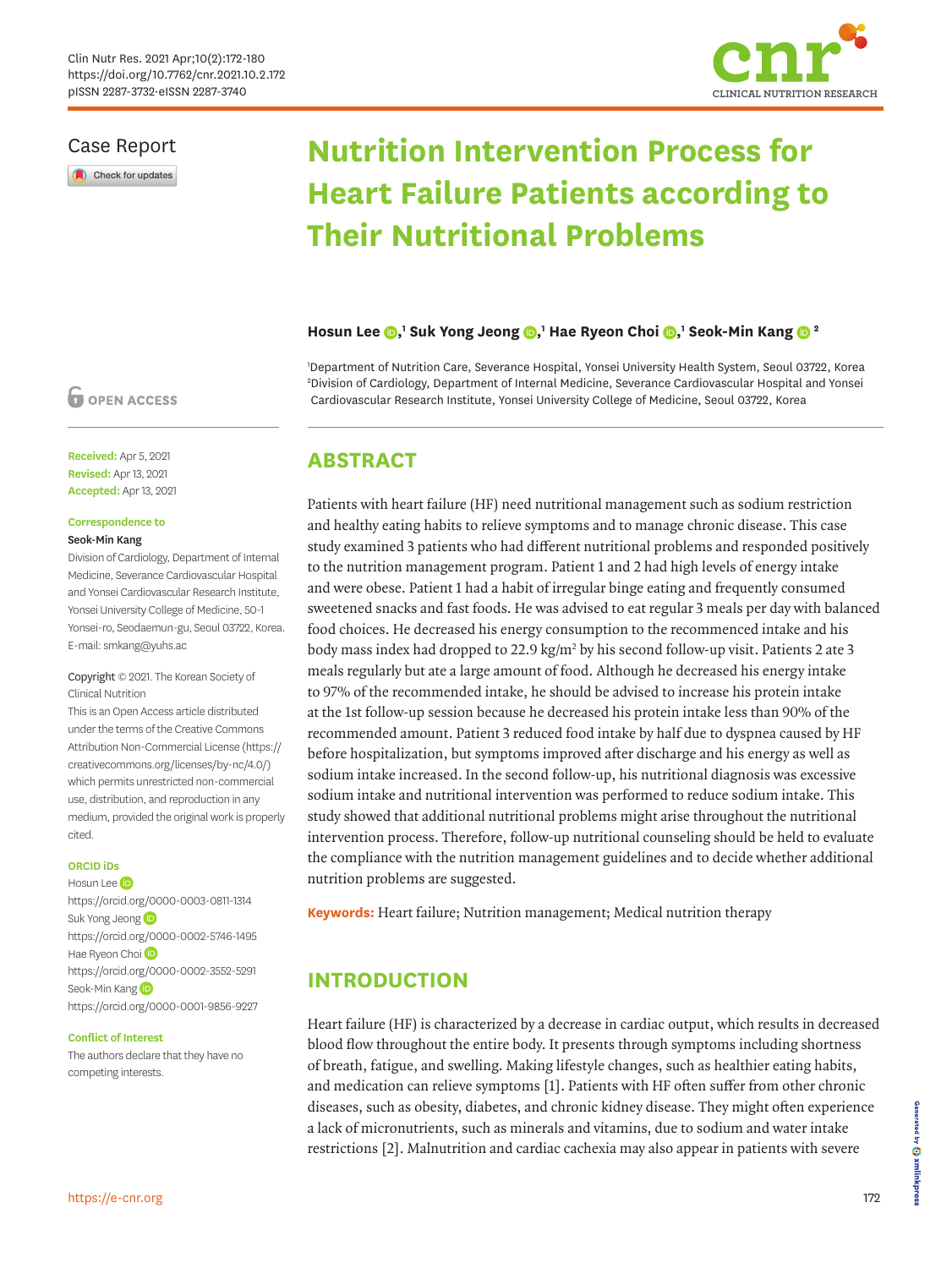Case Report

# Nutrition Intervention Process for Heart Failure Patients according to Their Nutritional Problems

**Hosun Lee**[1], **Suk Yong Jeong**[1], **Hae Ryeon Choi**[1], **Seok-Min Kang**[2]

[1]Department of Nutrition Care, Severance Hospital, Yonsei University Health System, Seoul 03722, Korea
[2]Division of Cardiology, Department of Internal Medicine, Severance Cardiovascular Hospital and Yonsei Cardiovascular Research Institute, Yonsei University College of Medicine, Seoul 03722, Korea

OPEN ACCESS

**Received:** Apr 5, 2021
**Revised:** Apr 13, 2021
**Accepted:** Apr 13, 2021

**Correspondence to**
**Seok-Min Kang**
Division of Cardiology, Department of Internal Medicine, Severance Cardiovascular Hospital and Yonsei Cardiovascular Research Institute, Yonsei University College of Medicine, 50-1 Yonsei-ro, Seodaemun-gu, Seoul 03722, Korea.
E-mail: smkang@yuhs.ac

Copyright © 2021. The Korean Society of Clinical Nutrition
This is an Open Access article distributed under the terms of the Creative Commons Attribution Non-Commercial License (https://creativecommons.org/licenses/by-nc/4.0/) which permits unrestricted non-commercial use, distribution, and reproduction in any medium, provided the original work is properly cited.

**ORCID iDs**
Hosun Lee
https://orcid.org/0000-0003-0811-1314
Suk Yong Jeong
https://orcid.org/0000-0002-5746-1495
Hae Ryeon Choi
https://orcid.org/0000-0002-3552-5291
Seok-Min Kang
https://orcid.org/0000-0001-9856-9227

**Conflict of Interest**
The authors declare that they have no competing interests.

## ABSTRACT

Patients with heart failure (HF) need nutritional management such as sodium restriction and healthy eating habits to relieve symptoms and to manage chronic disease. This case study examined 3 patients who had different nutritional problems and responded positively to the nutrition management program. Patient 1 and 2 had high levels of energy intake and were obese. Patient 1 had a habit of irregular binge eating and frequently consumed sweetened snacks and fast foods. He was advised to eat regular 3 meals per day with balanced food choices. He decreased his energy consumption to the recommenced intake and his body mass index had dropped to 22.9 kg/m$^2$ by his second follow-up visit. Patients 2 ate 3 meals regularly but ate a large amount of food. Although he decreased his energy intake to 97% of the recommended intake, he should be advised to increase his protein intake at the 1st follow-up session because he decreased his protein intake less than 90% of the recommended amount. Patient 3 reduced food intake by half due to dyspnea caused by HF before hospitalization, but symptoms improved after discharge and his energy as well as sodium intake increased. In the second follow-up, his nutritional diagnosis was excessive sodium intake and nutritional intervention was performed to reduce sodium intake. This study showed that additional nutritional problems might arise throughout the nutritional intervention process. Therefore, follow-up nutritional counseling should be held to evaluate the compliance with the nutrition management guidelines and to decide whether additional nutrition problems are suggested.

**Keywords:** Heart failure; Nutrition management; Medical nutrition therapy

## INTRODUCTION

Heart failure (HF) is characterized by a decrease in cardiac output, which results in decreased blood flow throughout the entire body. It presents through symptoms including shortness of breath, fatigue, and swelling. Making lifestyle changes, such as healthier eating habits, and medication can relieve symptoms [1]. Patients with HF often suffer from other chronic diseases, such as obesity, diabetes, and chronic kidney disease. They might often experience a lack of micronutrients, such as minerals and vitamins, due to sodium and water intake restrictions [2]. Malnutrition and cardiac cachexia may also appear in patients with severe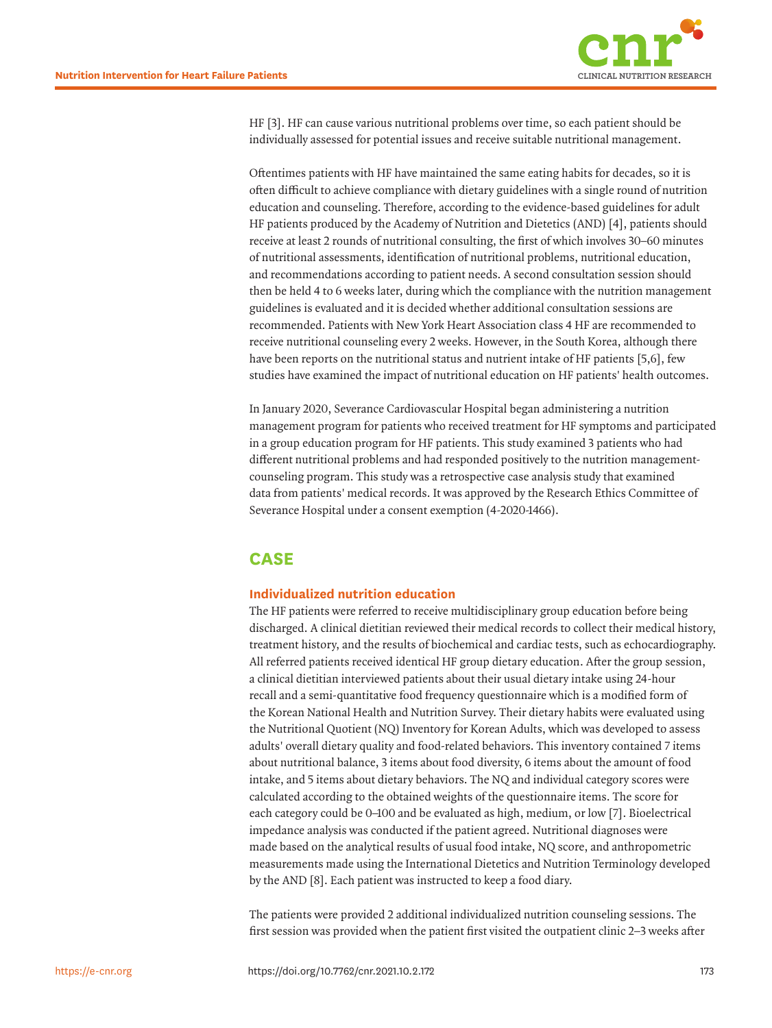HF [3]. HF can cause various nutritional problems over time, so each patient should be individually assessed for potential issues and receive suitable nutritional management.

Oftentimes patients with HF have maintained the same eating habits for decades, so it is often difficult to achieve compliance with dietary guidelines with a single round of nutrition education and counseling. Therefore, according to the evidence-based guidelines for adult HF patients produced by the Academy of Nutrition and Dietetics (AND) [4], patients should receive at least 2 rounds of nutritional consulting, the first of which involves 30–60 minutes of nutritional assessments, identification of nutritional problems, nutritional education, and recommendations according to patient needs. A second consultation session should then be held 4 to 6 weeks later, during which the compliance with the nutrition management guidelines is evaluated and it is decided whether additional consultation sessions are recommended. Patients with New York Heart Association class 4 HF are recommended to receive nutritional counseling every 2 weeks. However, in the South Korea, although there have been reports on the nutritional status and nutrient intake of HF patients [5,6], few studies have examined the impact of nutritional education on HF patients' health outcomes.

In January 2020, Severance Cardiovascular Hospital began administering a nutrition management program for patients who received treatment for HF symptoms and participated in a group education program for HF patients. This study examined 3 patients who had different nutritional problems and had responded positively to the nutrition management-counseling program. This study was a retrospective case analysis study that examined data from patients' medical records. It was approved by the Research Ethics Committee of Severance Hospital under a consent exemption (4-2020-1466).

## CASE

### Individualized nutrition education

The HF patients were referred to receive multidisciplinary group education before being discharged. A clinical dietitian reviewed their medical records to collect their medical history, treatment history, and the results of biochemical and cardiac tests, such as echocardiography. All referred patients received identical HF group dietary education. After the group session, a clinical dietitian interviewed patients about their usual dietary intake using 24-hour recall and a semi-quantitative food frequency questionnaire which is a modified form of the Korean National Health and Nutrition Survey. Their dietary habits were evaluated using the Nutritional Quotient (NQ) Inventory for Korean Adults, which was developed to assess adults' overall dietary quality and food-related behaviors. This inventory contained 7 items about nutritional balance, 3 items about food diversity, 6 items about the amount of food intake, and 5 items about dietary behaviors. The NQ and individual category scores were calculated according to the obtained weights of the questionnaire items. The score for each category could be 0–100 and be evaluated as high, medium, or low [7]. Bioelectrical impedance analysis was conducted if the patient agreed. Nutritional diagnoses were made based on the analytical results of usual food intake, NQ score, and anthropometric measurements made using the International Dietetics and Nutrition Terminology developed by the AND [8]. Each patient was instructed to keep a food diary.

The patients were provided 2 additional individualized nutrition counseling sessions. The first session was provided when the patient first visited the outpatient clinic 2–3 weeks after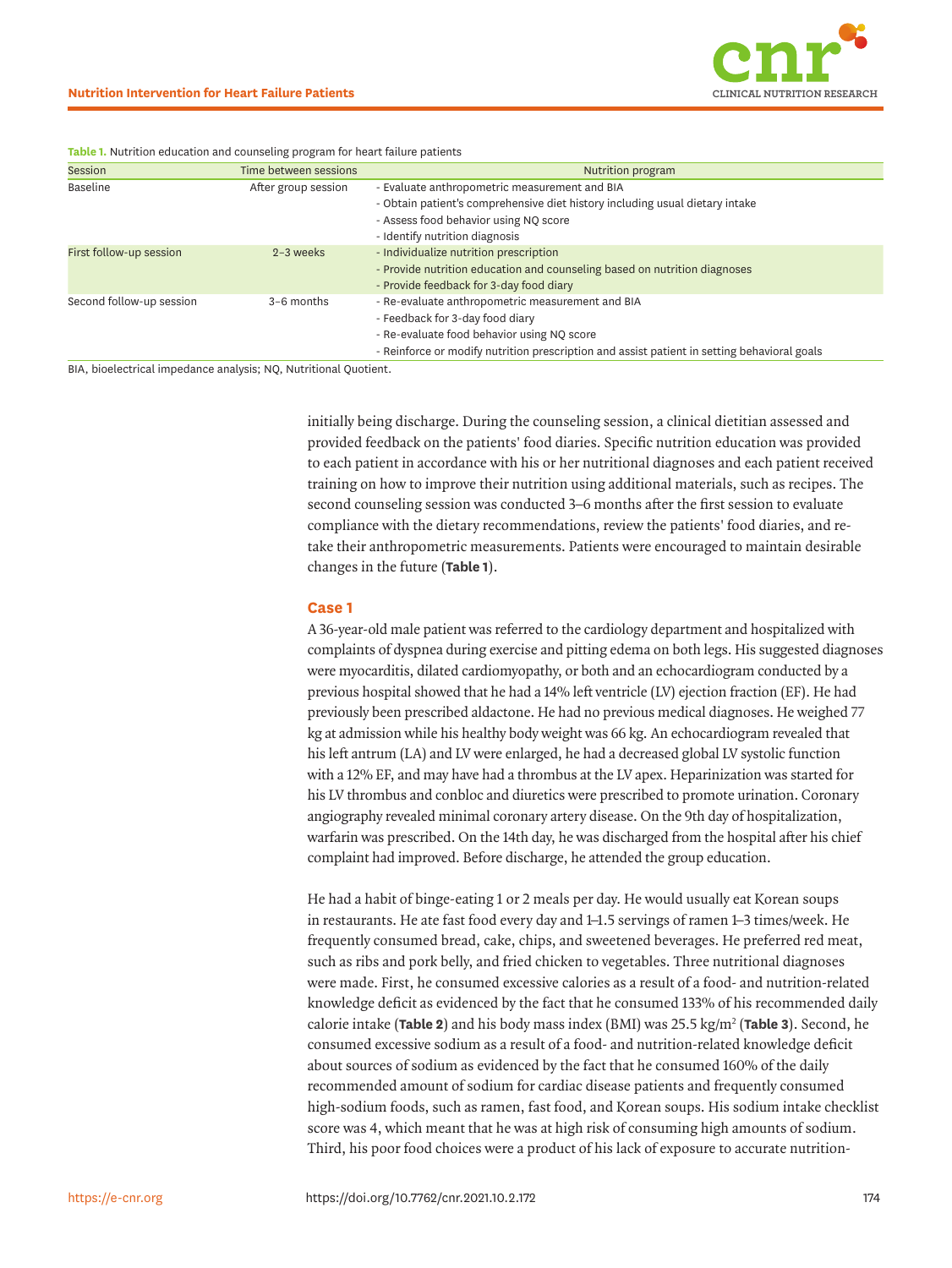Table 1. Nutrition education and counseling program for heart failure patients

| Session | Time between sessions | Nutrition program |
|---|---|---|
| Baseline | After group session | - Evaluate anthropometric measurement and BIA<br>- Obtain patient's comprehensive diet history including usual dietary intake<br>- Assess food behavior using NQ score<br>- Identify nutrition diagnosis |
| First follow-up session | 2–3 weeks | - Individualize nutrition prescription<br>- Provide nutrition education and counseling based on nutrition diagnoses<br>- Provide feedback for 3-day food diary |
| Second follow-up session | 3–6 months | - Re-evaluate anthropometric measurement and BIA<br>- Feedback for 3-day food diary<br>- Re-evaluate food behavior using NQ score<br>- Reinforce or modify nutrition prescription and assist patient in setting behavioral goals |

BIA, bioelectrical impedance analysis; NQ, Nutritional Quotient.

initially being discharge. During the counseling session, a clinical dietitian assessed and provided feedback on the patients' food diaries. Specific nutrition education was provided to each patient in accordance with his or her nutritional diagnoses and each patient received training on how to improve their nutrition using additional materials, such as recipes. The second counseling session was conducted 3–6 months after the first session to evaluate compliance with the dietary recommendations, review the patients' food diaries, and re-take their anthropometric measurements. Patients were encouraged to maintain desirable changes in the future (**Table 1**).

### Case 1

A 36-year-old male patient was referred to the cardiology department and hospitalized with complaints of dyspnea during exercise and pitting edema on both legs. His suggested diagnoses were myocarditis, dilated cardiomyopathy, or both and an echocardiogram conducted by a previous hospital showed that he had a 14% left ventricle (LV) ejection fraction (EF). He had previously been prescribed aldactone. He had no previous medical diagnoses. He weighed 77 kg at admission while his healthy body weight was 66 kg. An echocardiogram revealed that his left antrum (LA) and LV were enlarged, he had a decreased global LV systolic function with a 12% EF, and may have had a thrombus at the LV apex. Heparinization was started for his LV thrombus and conbloc and diuretics were prescribed to promote urination. Coronary angiography revealed minimal coronary artery disease. On the 9th day of hospitalization, warfarin was prescribed. On the 14th day, he was discharged from the hospital after his chief complaint had improved. Before discharge, he attended the group education.

He had a habit of binge-eating 1 or 2 meals per day. He would usually eat Korean soups in restaurants. He ate fast food every day and 1–1.5 servings of ramen 1–3 times/week. He frequently consumed bread, cake, chips, and sweetened beverages. He preferred red meat, such as ribs and pork belly, and fried chicken to vegetables. Three nutritional diagnoses were made. First, he consumed excessive calories as a result of a food- and nutrition-related knowledge deficit as evidenced by the fact that he consumed 133% of his recommended daily calorie intake (**Table 2**) and his body mass index (BMI) was 25.5 kg/m$^2$ (**Table 3**). Second, he consumed excessive sodium as a result of a food- and nutrition-related knowledge deficit about sources of sodium as evidenced by the fact that he consumed 160% of the daily recommended amount of sodium for cardiac disease patients and frequently consumed high-sodium foods, such as ramen, fast food, and Korean soups. His sodium intake checklist score was 4, which meant that he was at high risk of consuming high amounts of sodium. Third, his poor food choices were a product of his lack of exposure to accurate nutrition-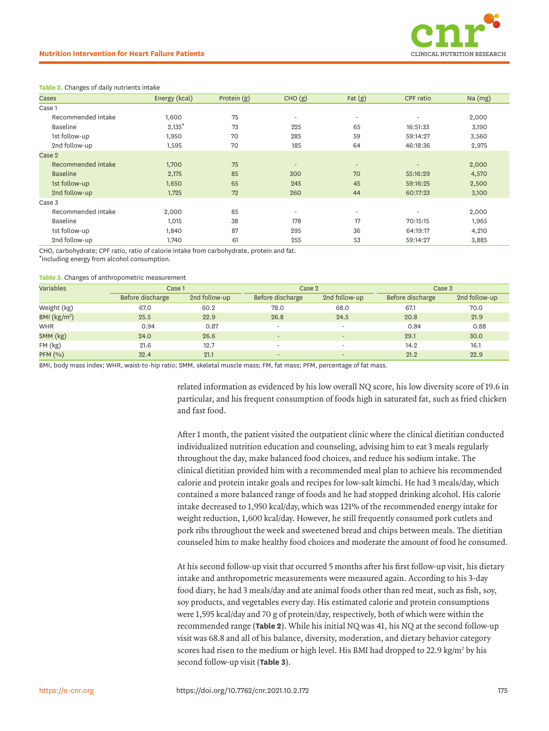**Table 2.** Changes of daily nutrients intake

| Cases | Energy (kcal) | Protein (g) | CHO (g) | Fat (g) | CPF ratio | Na (mg) |
|---|---|---|---|---|---|---|
| Case 1 | | | | | | |
| Recommended intake | 1,600 | 75 | - | - | - | 2,000 |
| Baseline | 2,135* | 73 | 225 | 65 | 16:51:33 | 3,190 |
| 1st follow-up | 1,950 | 70 | 285 | 59 | 59:14:27 | 3,560 |
| 2nd follow-up | 1,595 | 70 | 185 | 64 | 46:18:36 | 2,975 |
| Case 2 | | | | | | |
| Recommended intake | 1,700 | 75 | - | - | - | 2,000 |
| Baseline | 2,175 | 85 | 300 | 70 | 55:16:29 | 4,570 |
| 1st follow-up | 1,650 | 65 | 245 | 45 | 59:16:25 | 2,500 |
| 2nd follow-up | 1,725 | 72 | 260 | 44 | 60:17:23 | 3,100 |
| Case 3 | | | | | | |
| Recommended intake | 2,000 | 85 | - | - | - | 2,000 |
| Baseline | 1,015 | 38 | 178 | 17 | 70:15:15 | 1,965 |
| 1st follow-up | 1,840 | 87 | 295 | 36 | 64:19:17 | 4,210 |
| 2nd follow-up | 1,740 | 61 | 255 | 53 | 59:14:27 | 3,885 |

CHO, carbohydrate; CPF ratio, ratio of calorie intake from carbohydrate, protein and fat.
*Including energy from alcohol consumption.

**Table 3.** Changes of anthropometric measurement

| Variables | Case 1 | | Case 2 | | Case 3 | |
|---|---|---|---|---|---|---|
| | Before discharge | 2nd follow-up | Before discharge | 2nd follow-up | Before discharge | 2nd follow-up |
| Weight (kg) | 67.0 | 60.2 | 78.0 | 68.0 | 67.1 | 70.0 |
| BMI (kg/m²) | 25.5 | 22.9 | 26.8 | 24.5 | 20.8 | 21.9 |
| WHR | 0.94 | 0.87 | - | - | 0.84 | 0.88 |
| SMM (kg) | 24.0 | 26.6 | - | - | 29.1 | 30.0 |
| FM (kg) | 21.6 | 12.7 | - | - | 14.2 | 16.1 |
| PFM (%) | 32.4 | 21.1 | - | - | 21.2 | 22.9 |

BMI, body mass index; WHR, waist-to-hip ratio; SMM, skeletal muscle mass; FM, fat mass; PFM, percentage of fat mass.

related information as evidenced by his low overall NQ score, his low diversity score of 19.6 in particular, and his frequent consumption of foods high in saturated fat, such as fried chicken and fast food.

After 1 month, the patient visited the outpatient clinic where the clinical dietitian conducted individualized nutrition education and counseling, advising him to eat 3 meals regularly throughout the day, make balanced food choices, and reduce his sodium intake. The clinical dietitian provided him with a recommended meal plan to achieve his recommended calorie and protein intake goals and recipes for low-salt kimchi. He had 3 meals/day, which contained a more balanced range of foods and he had stopped drinking alcohol. His calorie intake decreased to 1,950 kcal/day, which was 121% of the recommended energy intake for weight reduction, 1,600 kcal/day. However, he still frequently consumed pork cutlets and pork ribs throughout the week and sweetened bread and chips between meals. The dietitian counseled him to make healthy food choices and moderate the amount of food he consumed.

At his second follow-up visit that occurred 5 months after his first follow-up visit, his dietary intake and anthropometric measurements were measured again. According to his 3-day food diary, he had 3 meals/day and ate animal foods other than red meat, such as fish, soy, soy products, and vegetables every day. His estimated calorie and protein consumptions were 1,595 kcal/day and 70 g of protein/day, respectively, both of which were within the recommended range (**Table 2**). While his initial NQ was 41, his NQ at the second follow-up visit was 68.8 and all of his balance, diversity, moderation, and dietary behavior category scores had risen to the medium or high level. His BMI had dropped to 22.9 kg/m² by his second follow-up visit (**Table 3**).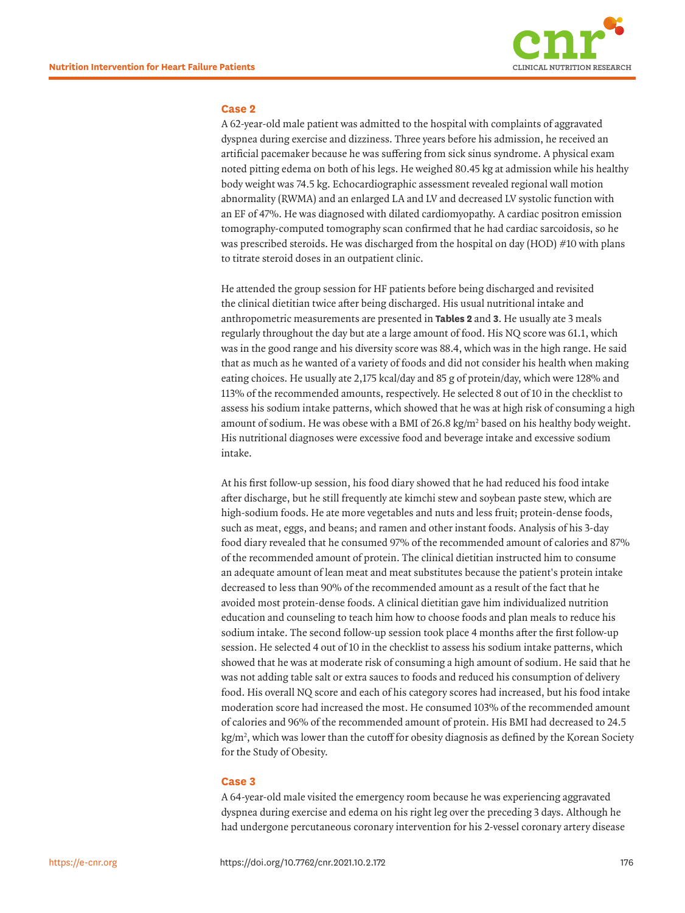### Case 2

A 62-year-old male patient was admitted to the hospital with complaints of aggravated dyspnea during exercise and dizziness. Three years before his admission, he received an artificial pacemaker because he was suffering from sick sinus syndrome. A physical exam noted pitting edema on both of his legs. He weighed 80.45 kg at admission while his healthy body weight was 74.5 kg. Echocardiographic assessment revealed regional wall motion abnormality (RWMA) and an enlarged LA and LV and decreased LV systolic function with an EF of 47%. He was diagnosed with dilated cardiomyopathy. A cardiac positron emission tomography-computed tomography scan confirmed that he had cardiac sarcoidosis, so he was prescribed steroids. He was discharged from the hospital on day (HOD) #10 with plans to titrate steroid doses in an outpatient clinic.

He attended the group session for HF patients before being discharged and revisited the clinical dietitian twice after being discharged. His usual nutritional intake and anthropometric measurements are presented in **Tables 2** and **3**. He usually ate 3 meals regularly throughout the day but ate a large amount of food. His NQ score was 61.1, which was in the good range and his diversity score was 88.4, which was in the high range. He said that as much as he wanted of a variety of foods and did not consider his health when making eating choices. He usually ate 2,175 kcal/day and 85 g of protein/day, which were 128% and 113% of the recommended amounts, respectively. He selected 8 out of 10 in the checklist to assess his sodium intake patterns, which showed that he was at high risk of consuming a high amount of sodium. He was obese with a BMI of 26.8 kg/m$^2$ based on his healthy body weight. His nutritional diagnoses were excessive food and beverage intake and excessive sodium intake.

At his first follow-up session, his food diary showed that he had reduced his food intake after discharge, but he still frequently ate kimchi stew and soybean paste stew, which are high-sodium foods. He ate more vegetables and nuts and less fruit; protein-dense foods, such as meat, eggs, and beans; and ramen and other instant foods. Analysis of his 3-day food diary revealed that he consumed 97% of the recommended amount of calories and 87% of the recommended amount of protein. The clinical dietitian instructed him to consume an adequate amount of lean meat and meat substitutes because the patient's protein intake decreased to less than 90% of the recommended amount as a result of the fact that he avoided most protein-dense foods. A clinical dietitian gave him individualized nutrition education and counseling to teach him how to choose foods and plan meals to reduce his sodium intake. The second follow-up session took place 4 months after the first follow-up session. He selected 4 out of 10 in the checklist to assess his sodium intake patterns, which showed that he was at moderate risk of consuming a high amount of sodium. He said that he was not adding table salt or extra sauces to foods and reduced his consumption of delivery food. His overall NQ score and each of his category scores had increased, but his food intake moderation score had increased the most. He consumed 103% of the recommended amount of calories and 96% of the recommended amount of protein. His BMI had decreased to 24.5 kg/m$^2$, which was lower than the cutoff for obesity diagnosis as defined by the Korean Society for the Study of Obesity.

### Case 3

A 64-year-old male visited the emergency room because he was experiencing aggravated dyspnea during exercise and edema on his right leg over the preceding 3 days. Although he had undergone percutaneous coronary intervention for his 2-vessel coronary artery disease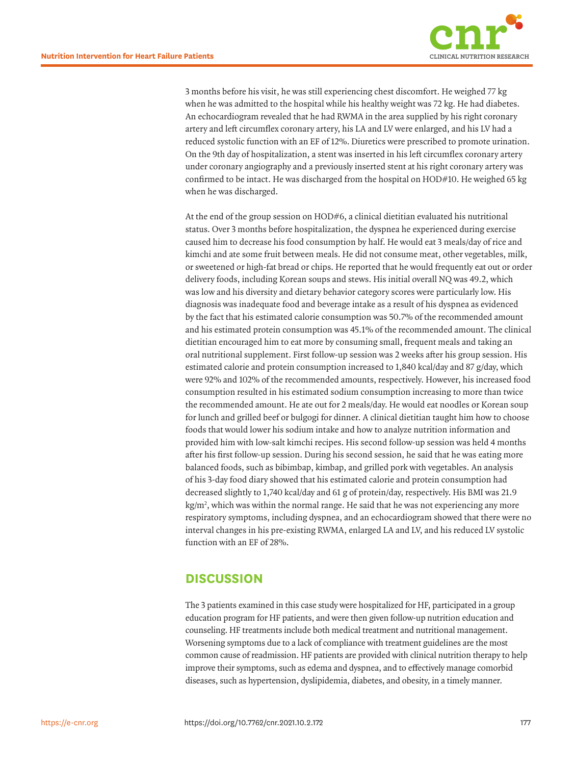3 months before his visit, he was still experiencing chest discomfort. He weighed 77 kg when he was admitted to the hospital while his healthy weight was 72 kg. He had diabetes. An echocardiogram revealed that he had RWMA in the area supplied by his right coronary artery and left circumflex coronary artery, his LA and LV were enlarged, and his LV had a reduced systolic function with an EF of 12%. Diuretics were prescribed to promote urination. On the 9th day of hospitalization, a stent was inserted in his left circumflex coronary artery under coronary angiography and a previously inserted stent at his right coronary artery was confirmed to be intact. He was discharged from the hospital on HOD#10. He weighed 65 kg when he was discharged.

At the end of the group session on HOD#6, a clinical dietitian evaluated his nutritional status. Over 3 months before hospitalization, the dyspnea he experienced during exercise caused him to decrease his food consumption by half. He would eat 3 meals/day of rice and kimchi and ate some fruit between meals. He did not consume meat, other vegetables, milk, or sweetened or high-fat bread or chips. He reported that he would frequently eat out or order delivery foods, including Korean soups and stews. His initial overall NQ was 49.2, which was low and his diversity and dietary behavior category scores were particularly low. His diagnosis was inadequate food and beverage intake as a result of his dyspnea as evidenced by the fact that his estimated calorie consumption was 50.7% of the recommended amount and his estimated protein consumption was 45.1% of the recommended amount. The clinical dietitian encouraged him to eat more by consuming small, frequent meals and taking an oral nutritional supplement. First follow-up session was 2 weeks after his group session. His estimated calorie and protein consumption increased to 1,840 kcal/day and 87 g/day, which were 92% and 102% of the recommended amounts, respectively. However, his increased food consumption resulted in his estimated sodium consumption increasing to more than twice the recommended amount. He ate out for 2 meals/day. He would eat noodles or Korean soup for lunch and grilled beef or bulgogi for dinner. A clinical dietitian taught him how to choose foods that would lower his sodium intake and how to analyze nutrition information and provided him with low-salt kimchi recipes. His second follow-up session was held 4 months after his first follow-up session. During his second session, he said that he was eating more balanced foods, such as bibimbap, kimbap, and grilled pork with vegetables. An analysis of his 3-day food diary showed that his estimated calorie and protein consumption had decreased slightly to 1,740 kcal/day and 61 g of protein/day, respectively. His BMI was 21.9 kg/m$^2$, which was within the normal range. He said that he was not experiencing any more respiratory symptoms, including dyspnea, and an echocardiogram showed that there were no interval changes in his pre-existing RWMA, enlarged LA and LV, and his reduced LV systolic function with an EF of 28%.

## DISCUSSION

The 3 patients examined in this case study were hospitalized for HF, participated in a group education program for HF patients, and were then given follow-up nutrition education and counseling. HF treatments include both medical treatment and nutritional management. Worsening symptoms due to a lack of compliance with treatment guidelines are the most common cause of readmission. HF patients are provided with clinical nutrition therapy to help improve their symptoms, such as edema and dyspnea, and to effectively manage comorbid diseases, such as hypertension, dyslipidemia, diabetes, and obesity, in a timely manner.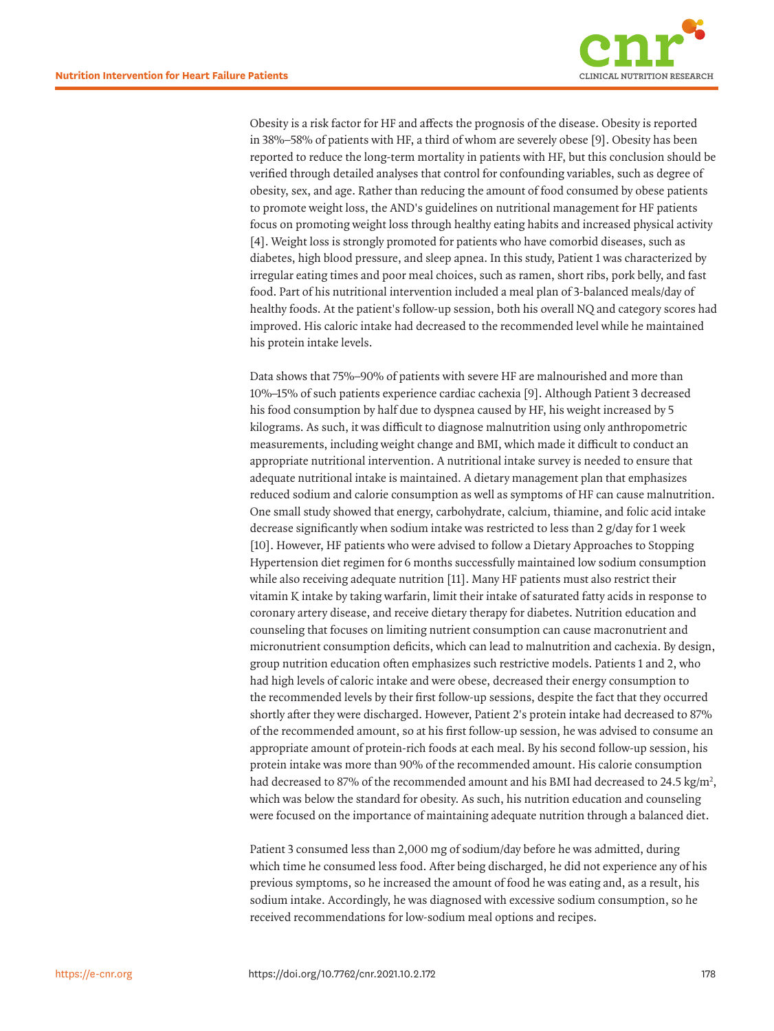Obesity is a risk factor for HF and affects the prognosis of the disease. Obesity is reported in 38%–58% of patients with HF, a third of whom are severely obese [9]. Obesity has been reported to reduce the long-term mortality in patients with HF, but this conclusion should be verified through detailed analyses that control for confounding variables, such as degree of obesity, sex, and age. Rather than reducing the amount of food consumed by obese patients to promote weight loss, the AND's guidelines on nutritional management for HF patients focus on promoting weight loss through healthy eating habits and increased physical activity [4]. Weight loss is strongly promoted for patients who have comorbid diseases, such as diabetes, high blood pressure, and sleep apnea. In this study, Patient 1 was characterized by irregular eating times and poor meal choices, such as ramen, short ribs, pork belly, and fast food. Part of his nutritional intervention included a meal plan of 3-balanced meals/day of healthy foods. At the patient's follow-up session, both his overall NQ and category scores had improved. His caloric intake had decreased to the recommended level while he maintained his protein intake levels.

Data shows that 75%–90% of patients with severe HF are malnourished and more than 10%–15% of such patients experience cardiac cachexia [9]. Although Patient 3 decreased his food consumption by half due to dyspnea caused by HF, his weight increased by 5 kilograms. As such, it was difficult to diagnose malnutrition using only anthropometric measurements, including weight change and BMI, which made it difficult to conduct an appropriate nutritional intervention. A nutritional intake survey is needed to ensure that adequate nutritional intake is maintained. A dietary management plan that emphasizes reduced sodium and calorie consumption as well as symptoms of HF can cause malnutrition. One small study showed that energy, carbohydrate, calcium, thiamine, and folic acid intake decrease significantly when sodium intake was restricted to less than 2 g/day for 1 week [10]. However, HF patients who were advised to follow a Dietary Approaches to Stopping Hypertension diet regimen for 6 months successfully maintained low sodium consumption while also receiving adequate nutrition [11]. Many HF patients must also restrict their vitamin K intake by taking warfarin, limit their intake of saturated fatty acids in response to coronary artery disease, and receive dietary therapy for diabetes. Nutrition education and counseling that focuses on limiting nutrient consumption can cause macronutrient and micronutrient consumption deficits, which can lead to malnutrition and cachexia. By design, group nutrition education often emphasizes such restrictive models. Patients 1 and 2, who had high levels of caloric intake and were obese, decreased their energy consumption to the recommended levels by their first follow-up sessions, despite the fact that they occurred shortly after they were discharged. However, Patient 2's protein intake had decreased to 87% of the recommended amount, so at his first follow-up session, he was advised to consume an appropriate amount of protein-rich foods at each meal. By his second follow-up session, his protein intake was more than 90% of the recommended amount. His calorie consumption had decreased to 87% of the recommended amount and his BMI had decreased to 24.5 kg/m$^2$, which was below the standard for obesity. As such, his nutrition education and counseling were focused on the importance of maintaining adequate nutrition through a balanced diet.

Patient 3 consumed less than 2,000 mg of sodium/day before he was admitted, during which time he consumed less food. After being discharged, he did not experience any of his previous symptoms, so he increased the amount of food he was eating and, as a result, his sodium intake. Accordingly, he was diagnosed with excessive sodium consumption, so he received recommendations for low-sodium meal options and recipes.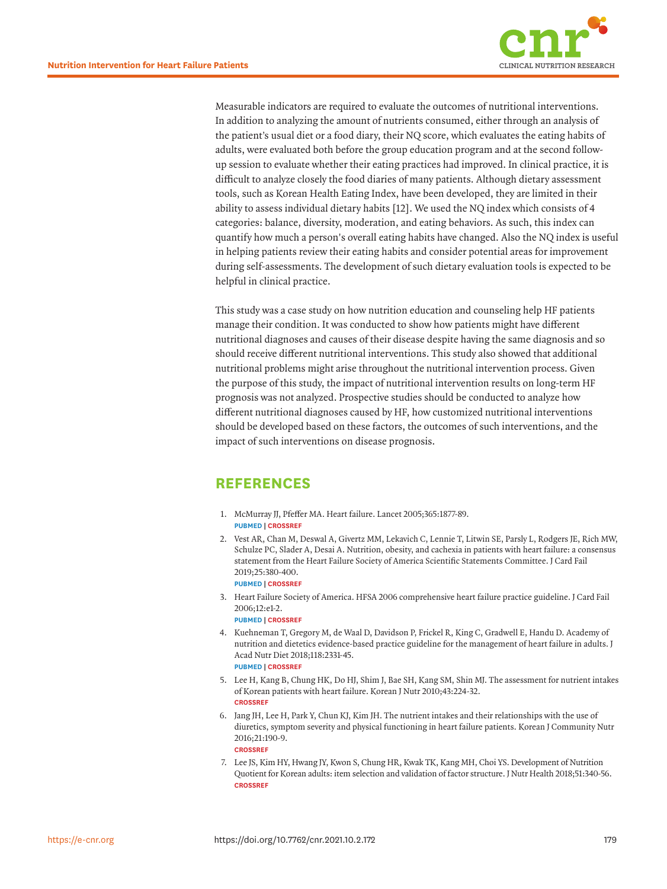Measurable indicators are required to evaluate the outcomes of nutritional interventions. In addition to analyzing the amount of nutrients consumed, either through an analysis of the patient's usual diet or a food diary, their NQ score, which evaluates the eating habits of adults, were evaluated both before the group education program and at the second follow-up session to evaluate whether their eating practices had improved. In clinical practice, it is difficult to analyze closely the food diaries of many patients. Although dietary assessment tools, such as Korean Health Eating Index, have been developed, they are limited in their ability to assess individual dietary habits [12]. We used the NQ index which consists of 4 categories: balance, diversity, moderation, and eating behaviors. As such, this index can quantify how much a person's overall eating habits have changed. Also the NQ index is useful in helping patients review their eating habits and consider potential areas for improvement during self-assessments. The development of such dietary evaluation tools is expected to be helpful in clinical practice.

This study was a case study on how nutrition education and counseling help HF patients manage their condition. It was conducted to show how patients might have different nutritional diagnoses and causes of their disease despite having the same diagnosis and so should receive different nutritional interventions. This study also showed that additional nutritional problems might arise throughout the nutritional intervention process. Given the purpose of this study, the impact of nutritional intervention results on long-term HF prognosis was not analyzed. Prospective studies should be conducted to analyze how different nutritional diagnoses caused by HF, how customized nutritional interventions should be developed based on these factors, the outcomes of such interventions, and the impact of such interventions on disease prognosis.

## REFERENCES

1. McMurray JJ, Pfeffer MA. Heart failure. Lancet 2005;365:1877-89.
   PUBMED | CROSSREF
2. Vest AR, Chan M, Deswal A, Givertz MM, Lekavich C, Lennie T, Litwin SE, Parsly L, Rodgers JE, Rich MW, Schulze PC, Slader A, Desai A. Nutrition, obesity, and cachexia in patients with heart failure: a consensus statement from the Heart Failure Society of America Scientific Statements Committee. J Card Fail 2019;25:380-400.
   PUBMED | CROSSREF
3. Heart Failure Society of America. HFSA 2006 comprehensive heart failure practice guideline. J Card Fail 2006;12:e1-2.
   PUBMED | CROSSREF
4. Kuehneman T, Gregory M, de Waal D, Davidson P, Frickel R, King C, Gradwell E, Handu D. Academy of nutrition and dietetics evidence-based practice guideline for the management of heart failure in adults. J Acad Nutr Diet 2018;118:2331-45.
   PUBMED | CROSSREF
5. Lee H, Kang B, Chung HK, Do HJ, Shim J, Bae SH, Kang SM, Shin MJ. The assessment for nutrient intakes of Korean patients with heart failure. Korean J Nutr 2010;43:224-32.
   CROSSREF
6. Jang JH, Lee H, Park Y, Chun KJ, Kim JH. The nutrient intakes and their relationships with the use of diuretics, symptom severity and physical functioning in heart failure patients. Korean J Community Nutr 2016;21:190-9.
   CROSSREF
7. Lee JS, Kim HY, Hwang JY, Kwon S, Chung HR, Kwak TK, Kang MH, Choi YS. Development of Nutrition Quotient for Korean adults: item selection and validation of factor structure. J Nutr Health 2018;51:340-56.
   CROSSREF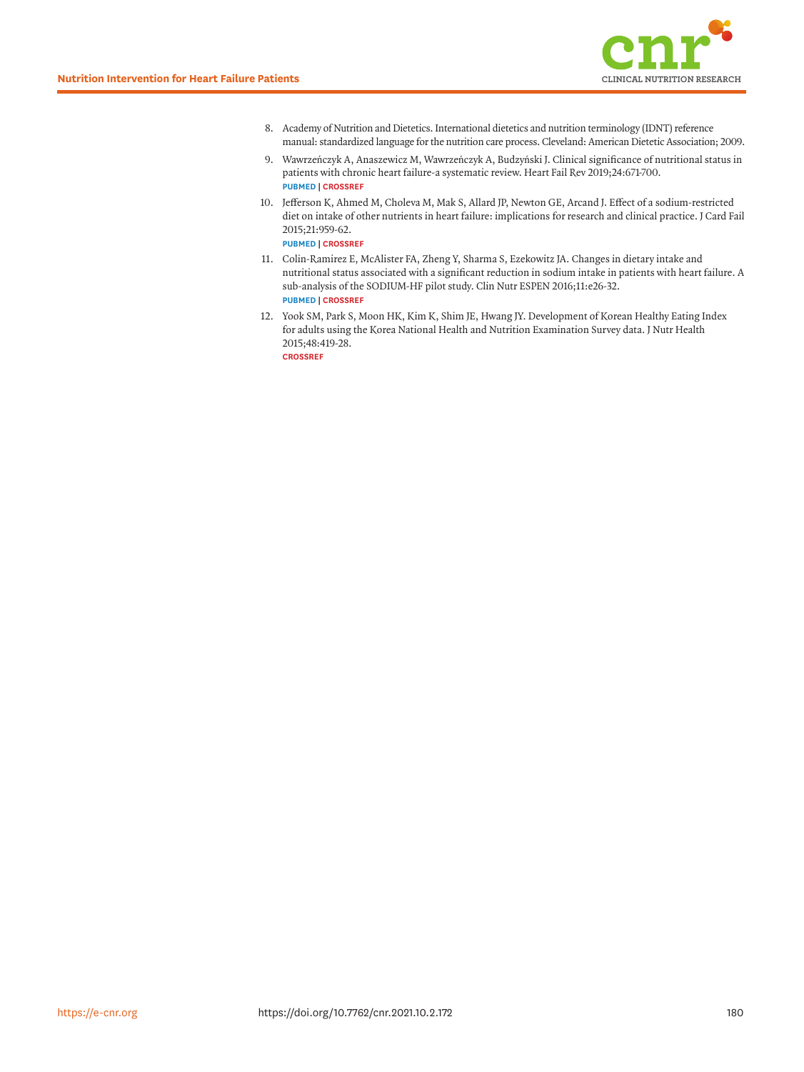8. Academy of Nutrition and Dietetics. International dietetics and nutrition terminology (IDNT) reference manual: standardized language for the nutrition care process. Cleveland: American Dietetic Association; 2009.

9. Wawrzeńczyk A, Anaszewicz M, Wawrzeńczyk A, Budzyński J. Clinical significance of nutritional status in patients with chronic heart failure-a systematic review. Heart Fail Rev 2019;24:671-700.
PUBMED | CROSSREF

10. Jefferson K, Ahmed M, Choleva M, Mak S, Allard JP, Newton GE, Arcand J. Effect of a sodium-restricted diet on intake of other nutrients in heart failure: implications for research and clinical practice. J Card Fail 2015;21:959-62.
PUBMED | CROSSREF

11. Colin-Ramirez E, McAlister FA, Zheng Y, Sharma S, Ezekowitz JA. Changes in dietary intake and nutritional status associated with a significant reduction in sodium intake in patients with heart failure. A sub-analysis of the SODIUM-HF pilot study. Clin Nutr ESPEN 2016;11:e26-32.
PUBMED | CROSSREF

12. Yook SM, Park S, Moon HK, Kim K, Shim JE, Hwang JY. Development of Korean Healthy Eating Index for adults using the Korea National Health and Nutrition Examination Survey data. J Nutr Health 2015;48:419-28.
CROSSREF